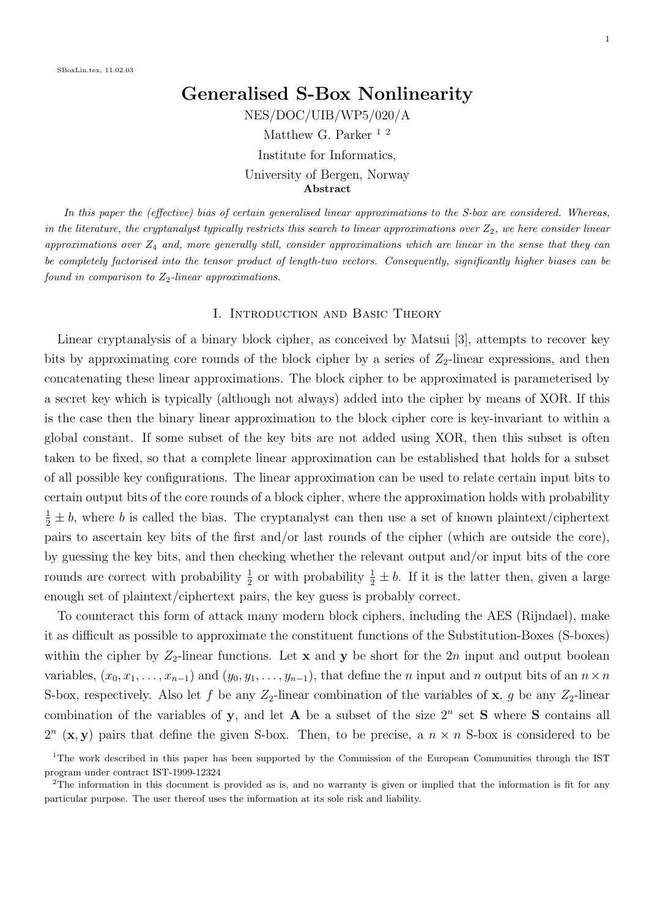SBoxLin.tex, 11.02.03

# Generalised S-Box Nonlinearity

NES/DOC/UIB/WP5/020/A

Matthew G. Parker [1] [2]

Institute for Informatics,

University of Bergen, Norway

**Abstract**

*In this paper the (effective) bias of certain generalised linear approximations to the S-box are considered. Whereas, in the literature, the cryptanalyst typically restricts this search to linear approximations over $Z_2$, we here consider linear approximations over $Z_4$ and, more generally still, consider approximations which are linear in the sense that they can be completely factorised into the tensor product of length-two vectors. Consequently, significantly higher biases can be found in comparison to $Z_2$-linear approximations.*

## I. Introduction and Basic Theory

Linear cryptanalysis of a binary block cipher, as conceived by Matsui [3], attempts to recover key bits by approximating core rounds of the block cipher by a series of $Z_2$-linear expressions, and then concatenating these linear approximations. The block cipher to be approximated is parameterised by a secret key which is typically (although not always) added into the cipher by means of XOR. If this is the case then the binary linear approximation to the block cipher core is key-invariant to within a global constant. If some subset of the key bits are not added using XOR, then this subset is often taken to be fixed, so that a complete linear approximation can be established that holds for a subset of all possible key configurations. The linear approximation can be used to relate certain input bits to certain output bits of the core rounds of a block cipher, where the approximation holds with probability $\frac{1}{2} \pm b$, where $b$ is called the bias. The cryptanalyst can then use a set of known plaintext/ciphertext pairs to ascertain key bits of the first and/or last rounds of the cipher (which are outside the core), by guessing the key bits, and then checking whether the relevant output and/or input bits of the core rounds are correct with probability $\frac{1}{2}$ or with probability $\frac{1}{2} \pm b$. If it is the latter then, given a large enough set of plaintext/ciphertext pairs, the key guess is probably correct.

To counteract this form of attack many modern block ciphers, including the AES (Rijndael), make it as difficult as possible to approximate the constituent functions of the Substitution-Boxes (S-boxes) within the cipher by $Z_2$-linear functions. Let $\mathbf{x}$ and $\mathbf{y}$ be short for the $2n$ input and output boolean variables, $(x_0, x_1, \ldots, x_{n-1})$ and $(y_0, y_1, \ldots, y_{n-1})$, that define the $n$ input and $n$ output bits of an $n \times n$ S-box, respectively. Also let $f$ be any $Z_2$-linear combination of the variables of $\mathbf{x}$, $g$ be any $Z_2$-linear combination of the variables of $\mathbf{y}$, and let $\mathbf{A}$ be a subset of the size $2^n$ set $\mathbf{S}$ where $\mathbf{S}$ contains all $2^n$ $(\mathbf{x}, \mathbf{y})$ pairs that define the given S-box. Then, to be precise, a $n \times n$ S-box is considered to be

[1] The work described in this paper has been supported by the Commission of the European Communities through the IST program under contract IST-1999-12324

[2] The information in this document is provided as is, and no warranty is given or implied that the information is fit for any particular purpose. The user thereof uses the information at its sole risk and liability.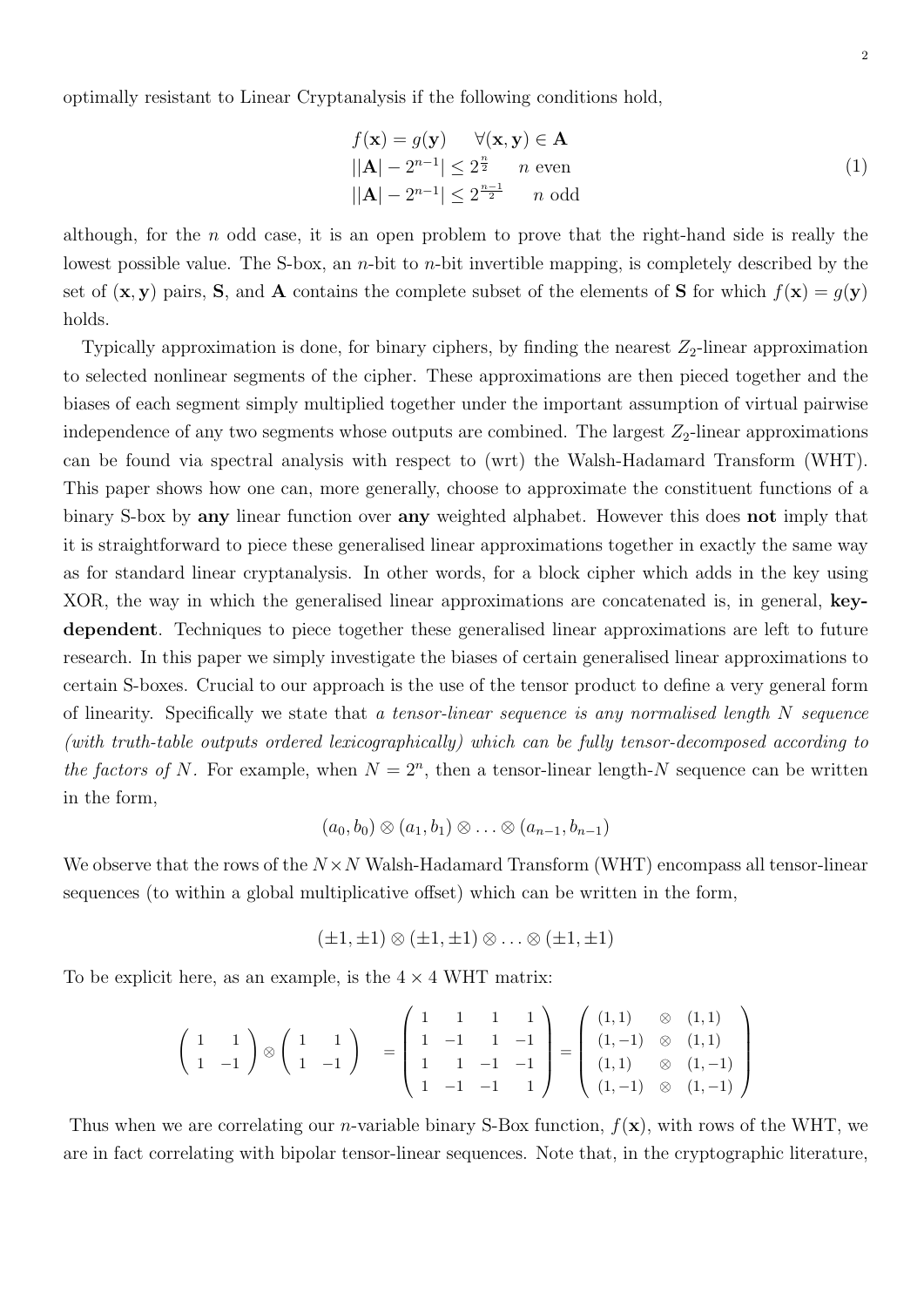optimally resistant to Linear Cryptanalysis if the following conditions hold,

$$
\begin{aligned}
& f(\mathbf{x}) = g(\mathbf{y}) \qquad \forall (\mathbf{x}, \mathbf{y}) \in \mathbf{A} \\
& ||\mathbf{A}| - 2^{n-1}| \leq 2^{\frac{n}{2}} \qquad n \text{ even} \\
& ||\mathbf{A}| - 2^{n-1}| \leq 2^{\frac{n-1}{2}} \qquad n \text{ odd}
\end{aligned}
\tag{1}
$$

although, for the $n$ odd case, it is an open problem to prove that the right-hand side is really the lowest possible value. The S-box, an $n$-bit to $n$-bit invertible mapping, is completely described by the set of $(\mathbf{x}, \mathbf{y})$ pairs, $\mathbf{S}$, and $\mathbf{A}$ contains the complete subset of the elements of $\mathbf{S}$ for which $f(\mathbf{x}) = g(\mathbf{y})$ holds.

Typically approximation is done, for binary ciphers, by finding the nearest $Z_2$-linear approximation to selected nonlinear segments of the cipher. These approximations are then pieced together and the biases of each segment simply multiplied together under the important assumption of virtual pairwise independence of any two segments whose outputs are combined. The largest $Z_2$-linear approximations can be found via spectral analysis with respect to (wrt) the Walsh-Hadamard Transform (WHT). This paper shows how one can, more generally, choose to approximate the constituent functions of a binary S-box by **any** linear function over **any** weighted alphabet. However this does **not** imply that it is straightforward to piece these generalised linear approximations together in exactly the same way as for standard linear cryptanalysis. In other words, for a block cipher which adds in the key using XOR, the way in which the generalised linear approximations are concatenated is, in general, **key-dependent**. Techniques to piece together these generalised linear approximations are left to future research. In this paper we simply investigate the biases of certain generalised linear approximations to certain S-boxes. Crucial to our approach is the use of the tensor product to define a very general form of linearity. Specifically we state that *a tensor-linear sequence is any normalised length $N$ sequence (with truth-table outputs ordered lexicographically) which can be fully tensor-decomposed according to the factors of $N$.* For example, when $N = 2^n$, then a tensor-linear length-$N$ sequence can be written in the form,

$$
(a_0, b_0) \otimes (a_1, b_1) \otimes \ldots \otimes (a_{n-1}, b_{n-1})
$$

We observe that the rows of the $N \times N$ Walsh-Hadamard Transform (WHT) encompass all tensor-linear sequences (to within a global multiplicative offset) which can be written in the form,

$$
(\pm 1, \pm 1) \otimes (\pm 1, \pm 1) \otimes \ldots \otimes (\pm 1, \pm 1)
$$

To be explicit here, as an example, is the $4 \times 4$ WHT matrix:

$$
\begin{pmatrix} 1 & 1 \\ 1 & -1 \end{pmatrix} \otimes \begin{pmatrix} 1 & 1 \\ 1 & -1 \end{pmatrix} = \begin{pmatrix} 1 & 1 & 1 & 1 \\ 1 & -1 & 1 & -1 \\ 1 & 1 & -1 & -1 \\ 1 & -1 & -1 & 1 \end{pmatrix} = \begin{pmatrix} (1,1) & \otimes & (1,1) \\ (1,-1) & \otimes & (1,1) \\ (1,1) & \otimes & (1,-1) \\ (1,-1) & \otimes & (1,-1) \end{pmatrix}
$$

Thus when we are correlating our $n$-variable binary S-Box function, $f(\mathbf{x})$, with rows of the WHT, we are in fact correlating with bipolar tensor-linear sequences. Note that, in the cryptographic literature,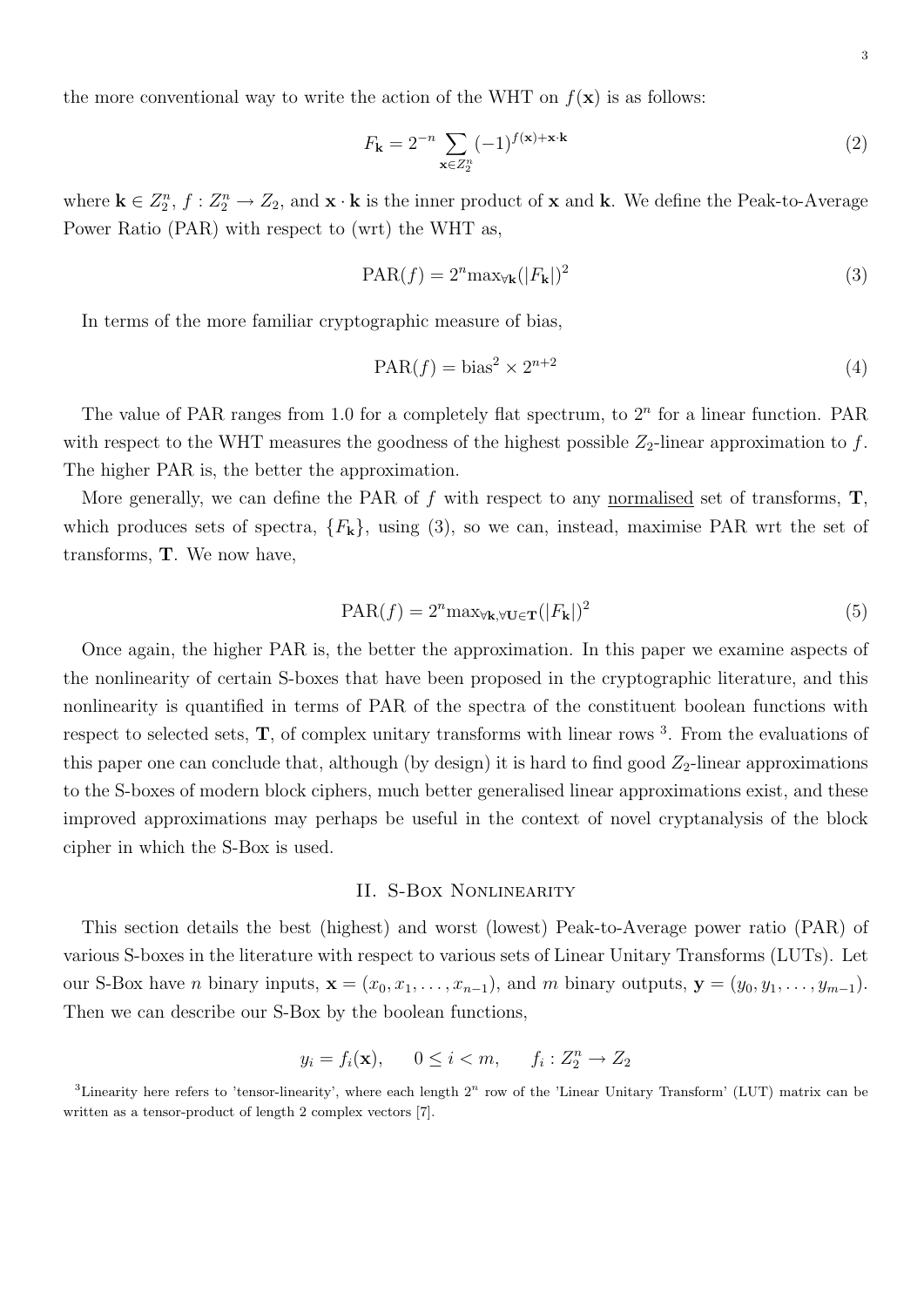the more conventional way to write the action of the WHT on $f(\mathbf{x})$ is as follows:

$$F_{\mathbf{k}} = 2^{-n} \sum_{\mathbf{x} \in Z_2^n} (-1)^{f(\mathbf{x}) + \mathbf{x} \cdot \mathbf{k}} \tag{2}$$

where $\mathbf{k} \in Z_2^n$, $f : Z_2^n \rightarrow Z_2$, and $\mathbf{x} \cdot \mathbf{k}$ is the inner product of $\mathbf{x}$ and $\mathbf{k}$. We define the Peak-to-Average Power Ratio (PAR) with respect to (wrt) the WHT as,

$$\text{PAR}(f) = 2^n \text{max}_{\forall \mathbf{k}} (|F_{\mathbf{k}}|)^2 \tag{3}$$

In terms of the more familiar cryptographic measure of bias,

$$\text{PAR}(f) = \text{bias}^2 \times 2^{n+2} \tag{4}$$

The value of PAR ranges from 1.0 for a completely flat spectrum, to $2^n$ for a linear function. PAR with respect to the WHT measures the goodness of the highest possible $Z_2$-linear approximation to $f$. The higher PAR is, the better the approximation.

More generally, we can define the PAR of $f$ with respect to any normalised set of transforms, $\mathbf{T}$, which produces sets of spectra, $\{F_{\mathbf{k}}\}$, using (3), so we can, instead, maximise PAR wrt the set of transforms, $\mathbf{T}$. We now have,

$$\text{PAR}(f) = 2^n \text{max}_{\forall \mathbf{k}, \forall \mathbf{U} \in \mathbf{T}} (|F_{\mathbf{k}}|)^2 \tag{5}$$

Once again, the higher PAR is, the better the approximation. In this paper we examine aspects of the nonlinearity of certain S-boxes that have been proposed in the cryptographic literature, and this nonlinearity is quantified in terms of PAR of the spectra of the constituent boolean functions with respect to selected sets, $\mathbf{T}$, of complex unitary transforms with linear rows [3]. From the evaluations of this paper one can conclude that, although (by design) it is hard to find good $Z_2$-linear approximations to the S-boxes of modern block ciphers, much better generalised linear approximations exist, and these improved approximations may perhaps be useful in the context of novel cryptanalysis of the block cipher in which the S-Box is used.

## II. S-Box Nonlinearity

This section details the best (highest) and worst (lowest) Peak-to-Average power ratio (PAR) of various S-boxes in the literature with respect to various sets of Linear Unitary Transforms (LUTs). Let our S-Box have $n$ binary inputs, $\mathbf{x} = (x_0, x_1, \ldots, x_{n-1})$, and $m$ binary outputs, $\mathbf{y} = (y_0, y_1, \ldots, y_{m-1})$. Then we can describe our S-Box by the boolean functions,

$$y_i = f_i(\mathbf{x}), \qquad 0 \leq i < m, \qquad f_i : Z_2^n \rightarrow Z_2$$

[3] Linearity here refers to 'tensor-linearity', where each length $2^n$ row of the 'Linear Unitary Transform' (LUT) matrix can be written as a tensor-product of length 2 complex vectors [7].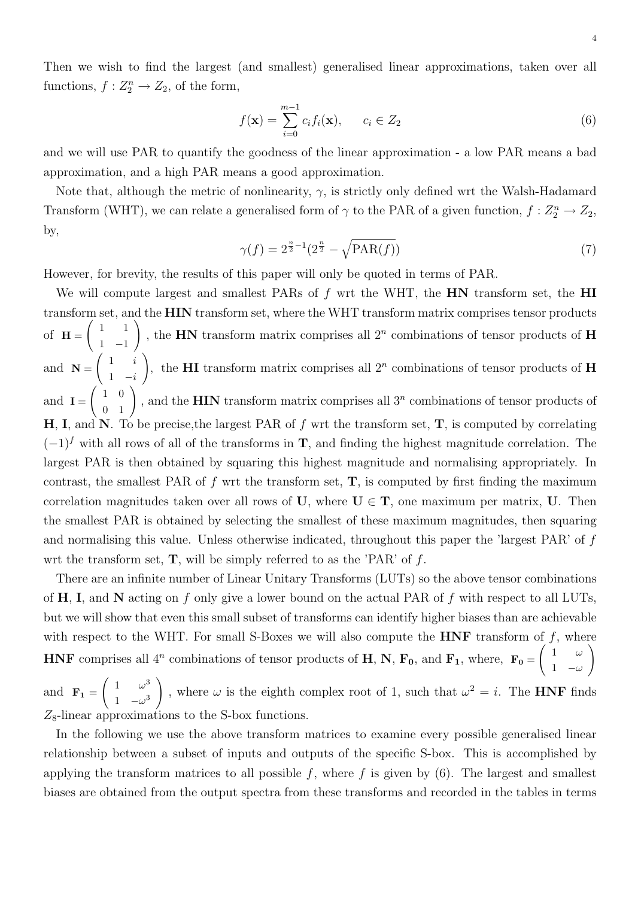Then we wish to find the largest (and smallest) generalised linear approximations, taken over all functions, $f : Z_2^n \to Z_2$, of the form,

$$f(\mathbf{x}) = \sum_{i=0}^{m-1} c_i f_i(\mathbf{x}), \qquad c_i \in Z_2 \tag{6}$$

and we will use PAR to quantify the goodness of the linear approximation - a low PAR means a bad approximation, and a high PAR means a good approximation.

Note that, although the metric of nonlinearity, $\gamma$, is strictly only defined wrt the Walsh-Hadamard Transform (WHT), we can relate a generalised form of $\gamma$ to the PAR of a given function, $f : Z_2^n \to Z_2$, by,

$$\gamma(f) = 2^{\frac{n}{2}-1}(2^{\frac{n}{2}} - \sqrt{\text{PAR}(f)}) \tag{7}$$

However, for brevity, the results of this paper will only be quoted in terms of PAR.

We will compute largest and smallest PARs of $f$ wrt the WHT, the **HN** transform set, the **HI** transform set, and the **HIN** transform set, where the WHT transform matrix comprises tensor products of $\mathbf{H} = \begin{pmatrix} 1 & 1 \\ 1 & -1 \end{pmatrix}$, the **HN** transform matrix comprises all $2^n$ combinations of tensor products of **H** and $\mathbf{N} = \begin{pmatrix} 1 & i \\ 1 & -i \end{pmatrix}$, the **HI** transform matrix comprises all $2^n$ combinations of tensor products of **H** and $\mathbf{I} = \begin{pmatrix} 1 & 0 \\ 0 & 1 \end{pmatrix}$, and the **HIN** transform matrix comprises all $3^n$ combinations of tensor products of **H**, **I**, and **N**. To be precise,the largest PAR of $f$ wrt the transform set, **T**, is computed by correlating $(-1)^f$ with all rows of all of the transforms in **T**, and finding the highest magnitude correlation. The largest PAR is then obtained by squaring this highest magnitude and normalising appropriately. In contrast, the smallest PAR of $f$ wrt the transform set, **T**, is computed by first finding the maximum correlation magnitudes taken over all rows of **U**, where $\mathbf{U} \in \mathbf{T}$, one maximum per matrix, **U**. Then the smallest PAR is obtained by selecting the smallest of these maximum magnitudes, then squaring and normalising this value. Unless otherwise indicated, throughout this paper the 'largest PAR' of $f$ wrt the transform set, **T**, will be simply referred to as the 'PAR' of $f$.

There are an infinite number of Linear Unitary Transforms (LUTs) so the above tensor combinations of **H**, **I**, and **N** acting on $f$ only give a lower bound on the actual PAR of $f$ with respect to all LUTs, but we will show that even this small subset of transforms can identify higher biases than are achievable with respect to the WHT. For small S-Boxes we will also compute the **HNF** transform of $f$, where **HNF** comprises all $4^n$ combinations of tensor products of **H**, **N**, $\mathbf{F_0}$, and $\mathbf{F_1}$, where, $\mathbf{F_0} = \begin{pmatrix} 1 & \omega \\ 1 & -\omega \end{pmatrix}$ and $\mathbf{F_1} = \begin{pmatrix} 1 & \omega^3 \\ 1 & -\omega^3 \end{pmatrix}$, where $\omega$ is the eighth complex root of 1, such that $\omega^2 = i$. The **HNF** finds $Z_8$-linear approximations to the S-box functions.

In the following we use the above transform matrices to examine every possible generalised linear relationship between a subset of inputs and outputs of the specific S-box. This is accomplished by applying the transform matrices to all possible $f$, where $f$ is given by (6). The largest and smallest biases are obtained from the output spectra from these transforms and recorded in the tables in terms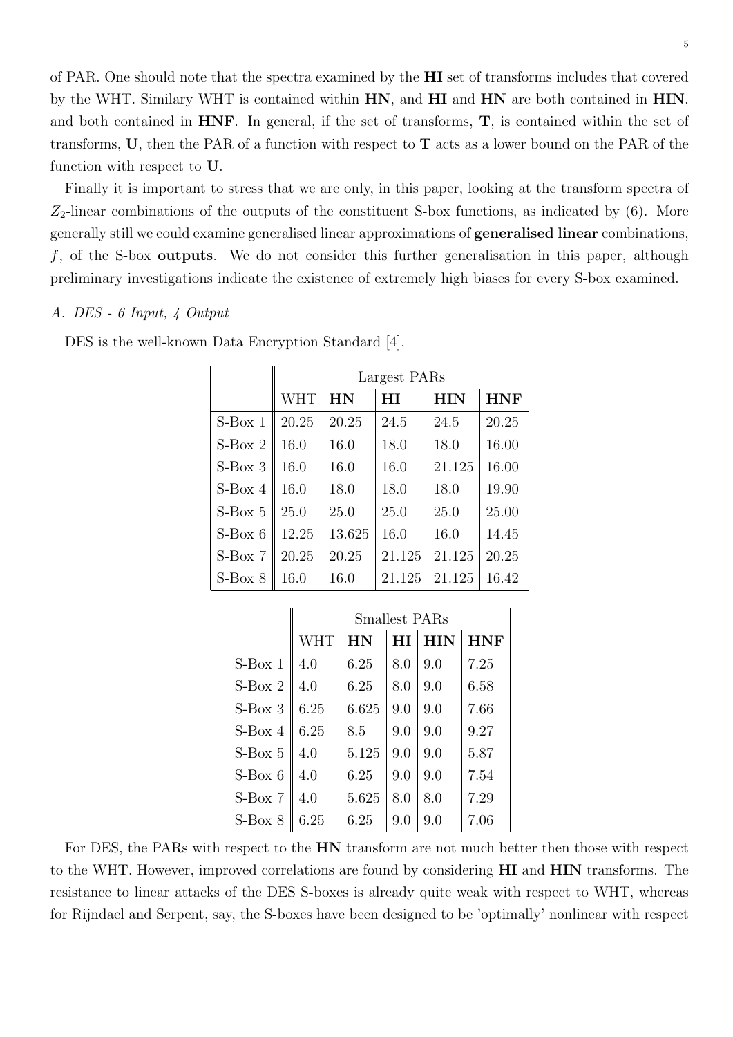of PAR. One should note that the spectra examined by the **HI** set of transforms includes that covered by the WHT. Similary WHT is contained within **HN**, and **HI** and **HN** are both contained in **HIN**, and both contained in **HNF**. In general, if the set of transforms, **T**, is contained within the set of transforms, **U**, then the PAR of a function with respect to **T** acts as a lower bound on the PAR of the function with respect to **U**.

Finally it is important to stress that we are only, in this paper, looking at the transform spectra of $Z_2$-linear combinations of the outputs of the constituent S-box functions, as indicated by (6). More generally still we could examine generalised linear approximations of **generalised linear** combinations, $f$, of the S-box **outputs**. We do not consider this further generalisation in this paper, although preliminary investigations indicate the existence of extremely high biases for every S-box examined.

### *A. DES - 6 Input, 4 Output*

DES is the well-known Data Encryption Standard [4].

| | Largest PARs | | | | |
|---|---|---|---|---|---|
| | WHT | **HN** | **HI** | **HIN** | **HNF** |
| S-Box 1 | 20.25 | 20.25 | 24.5 | 24.5 | 20.25 |
| S-Box 2 | 16.0 | 16.0 | 18.0 | 18.0 | 16.00 |
| S-Box 3 | 16.0 | 16.0 | 16.0 | 21.125 | 16.00 |
| S-Box 4 | 16.0 | 18.0 | 18.0 | 18.0 | 19.90 |
| S-Box 5 | 25.0 | 25.0 | 25.0 | 25.0 | 25.00 |
| S-Box 6 | 12.25 | 13.625 | 16.0 | 16.0 | 14.45 |
| S-Box 7 | 20.25 | 20.25 | 21.125 | 21.125 | 20.25 |
| S-Box 8 | 16.0 | 16.0 | 21.125 | 21.125 | 16.42 |

| | Smallest PARs | | | | |
|---|---|---|---|---|---|
| | WHT | **HN** | **HI** | **HIN** | **HNF** |
| S-Box 1 | 4.0 | 6.25 | 8.0 | 9.0 | 7.25 |
| S-Box 2 | 4.0 | 6.25 | 8.0 | 9.0 | 6.58 |
| S-Box 3 | 6.25 | 6.625 | 9.0 | 9.0 | 7.66 |
| S-Box 4 | 6.25 | 8.5 | 9.0 | 9.0 | 9.27 |
| S-Box 5 | 4.0 | 5.125 | 9.0 | 9.0 | 5.87 |
| S-Box 6 | 4.0 | 6.25 | 9.0 | 9.0 | 7.54 |
| S-Box 7 | 4.0 | 5.625 | 8.0 | 8.0 | 7.29 |
| S-Box 8 | 6.25 | 6.25 | 9.0 | 9.0 | 7.06 |

For DES, the PARs with respect to the **HN** transform are not much better then those with respect to the WHT. However, improved correlations are found by considering **HI** and **HIN** transforms. The resistance to linear attacks of the DES S-boxes is already quite weak with respect to WHT, whereas for Rijndael and Serpent, say, the S-boxes have been designed to be 'optimally' nonlinear with respect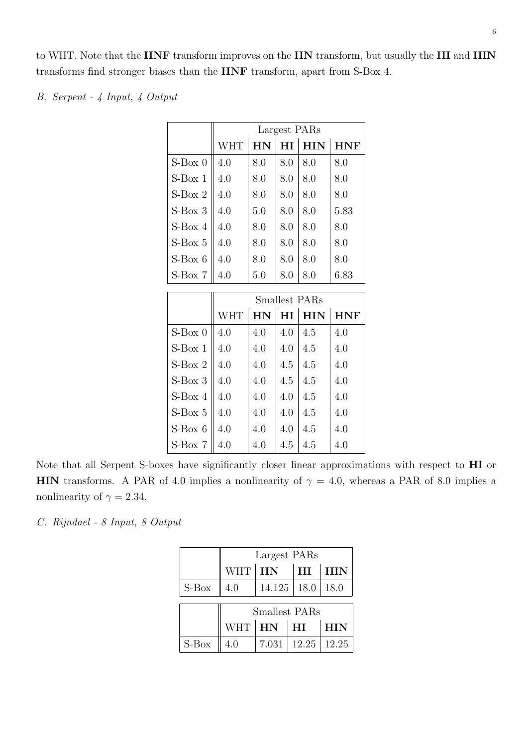to WHT. Note that the **HNF** transform improves on the **HN** transform, but usually the **HI** and **HIN** transforms find stronger biases than the **HNF** transform, apart from S-Box 4.

### *B. Serpent - 4 Input, 4 Output*

| | Largest PARs | | | | |
|---|---|---|---|---|---|
| | WHT | **HN** | **HI** | **HIN** | **HNF** |
| S-Box 0 | 4.0 | 8.0 | 8.0 | 8.0 | 8.0 |
| S-Box 1 | 4.0 | 8.0 | 8.0 | 8.0 | 8.0 |
| S-Box 2 | 4.0 | 8.0 | 8.0 | 8.0 | 8.0 |
| S-Box 3 | 4.0 | 5.0 | 8.0 | 8.0 | 5.83 |
| S-Box 4 | 4.0 | 8.0 | 8.0 | 8.0 | 8.0 |
| S-Box 5 | 4.0 | 8.0 | 8.0 | 8.0 | 8.0 |
| S-Box 6 | 4.0 | 8.0 | 8.0 | 8.0 | 8.0 |
| S-Box 7 | 4.0 | 5.0 | 8.0 | 8.0 | 6.83 |

| | Smallest PARs | | | | |
|---|---|---|---|---|---|
| | WHT | **HN** | **HI** | **HIN** | **HNF** |
| S-Box 0 | 4.0 | 4.0 | 4.0 | 4.5 | 4.0 |
| S-Box 1 | 4.0 | 4.0 | 4.0 | 4.5 | 4.0 |
| S-Box 2 | 4.0 | 4.0 | 4.5 | 4.5 | 4.0 |
| S-Box 3 | 4.0 | 4.0 | 4.5 | 4.5 | 4.0 |
| S-Box 4 | 4.0 | 4.0 | 4.0 | 4.5 | 4.0 |
| S-Box 5 | 4.0 | 4.0 | 4.0 | 4.5 | 4.0 |
| S-Box 6 | 4.0 | 4.0 | 4.0 | 4.5 | 4.0 |
| S-Box 7 | 4.0 | 4.0 | 4.5 | 4.5 | 4.0 |

Note that all Serpent S-boxes have significantly closer linear approximations with respect to **HI** or **HIN** transforms. A PAR of 4.0 implies a nonlinearity of $\gamma = 4.0$, whereas a PAR of 8.0 implies a nonlinearity of $\gamma = 2.34$.

### *C. Rijndael - 8 Input, 8 Output*

| | Largest PARs | | | |
|---|---|---|---|---|
| | WHT | **HN** | **HI** | **HIN** |
| S-Box | 4.0 | 14.125 | 18.0 | 18.0 |

| | Smallest PARs | | | |
|---|---|---|---|---|
| | WHT | **HN** | **HI** | **HIN** |
| S-Box | 4.0 | 7.031 | 12.25 | 12.25 |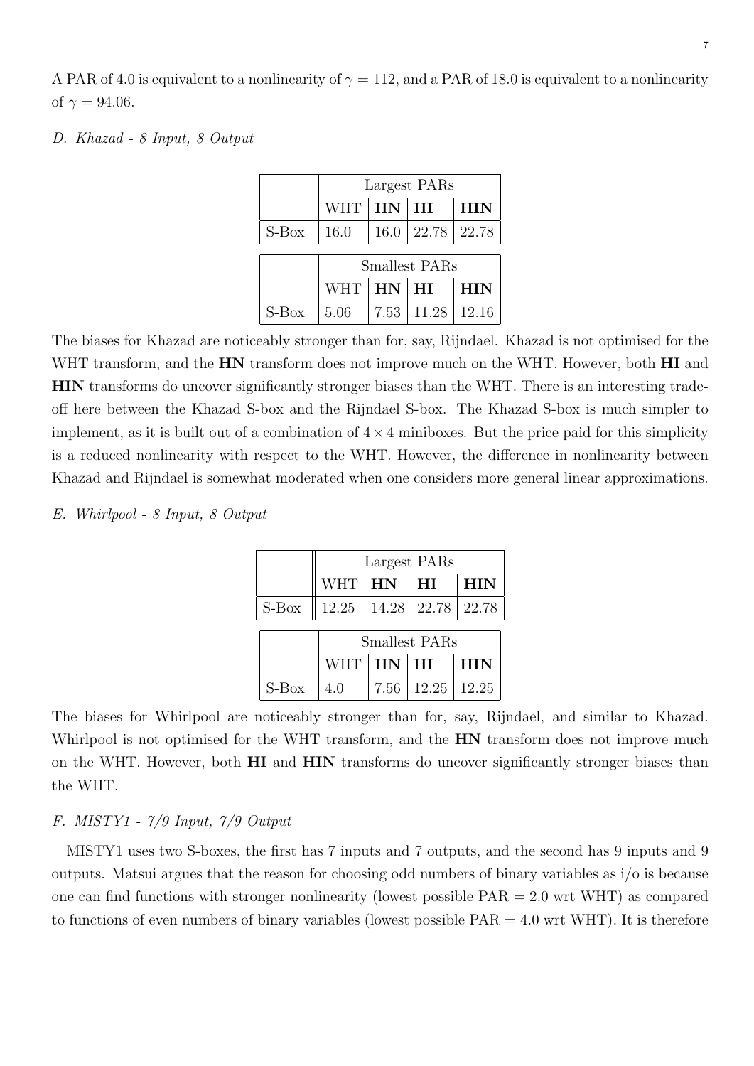A PAR of 4.0 is equivalent to a nonlinearity of $\gamma = 112$, and a PAR of 18.0 is equivalent to a nonlinearity of $\gamma = 94.06$.

*D. Khazad - 8 Input, 8 Output*

| | Largest PARs | | | |
|---|---|---|---|---|
| | WHT | **HN** | **HI** | **HIN** |
| S-Box | 16.0 | 16.0 | 22.78 | 22.78 |

| | Smallest PARs | | | |
|---|---|---|---|---|
| | WHT | **HN** | **HI** | **HIN** |
| S-Box | 5.06 | 7.53 | 11.28 | 12.16 |

The biases for Khazad are noticeably stronger than for, say, Rijndael. Khazad is not optimised for the WHT transform, and the **HN** transform does not improve much on the WHT. However, both **HI** and **HIN** transforms do uncover significantly stronger biases than the WHT. There is an interesting tradeoff here between the Khazad S-box and the Rijndael S-box. The Khazad S-box is much simpler to implement, as it is built out of a combination of $4 \times 4$ miniboxes. But the price paid for this simplicity is a reduced nonlinearity with respect to the WHT. However, the difference in nonlinearity between Khazad and Rijndael is somewhat moderated when one considers more general linear approximations.

*E. Whirlpool - 8 Input, 8 Output*

| | Largest PARs | | | |
|---|---|---|---|---|
| | WHT | **HN** | **HI** | **HIN** |
| S-Box | 12.25 | 14.28 | 22.78 | 22.78 |

| | Smallest PARs | | | |
|---|---|---|---|---|
| | WHT | **HN** | **HI** | **HIN** |
| S-Box | 4.0 | 7.56 | 12.25 | 12.25 |

The biases for Whirlpool are noticeably stronger than for, say, Rijndael, and similar to Khazad. Whirlpool is not optimised for the WHT transform, and the **HN** transform does not improve much on the WHT. However, both **HI** and **HIN** transforms do uncover significantly stronger biases than the WHT.

*F. MISTY1 - 7/9 Input, 7/9 Output*

MISTY1 uses two S-boxes, the first has 7 inputs and 7 outputs, and the second has 9 inputs and 9 outputs. Matsui argues that the reason for choosing odd numbers of binary variables as i/o is because one can find functions with stronger nonlinearity (lowest possible PAR = 2.0 wrt WHT) as compared to functions of even numbers of binary variables (lowest possible PAR = 4.0 wrt WHT). It is therefore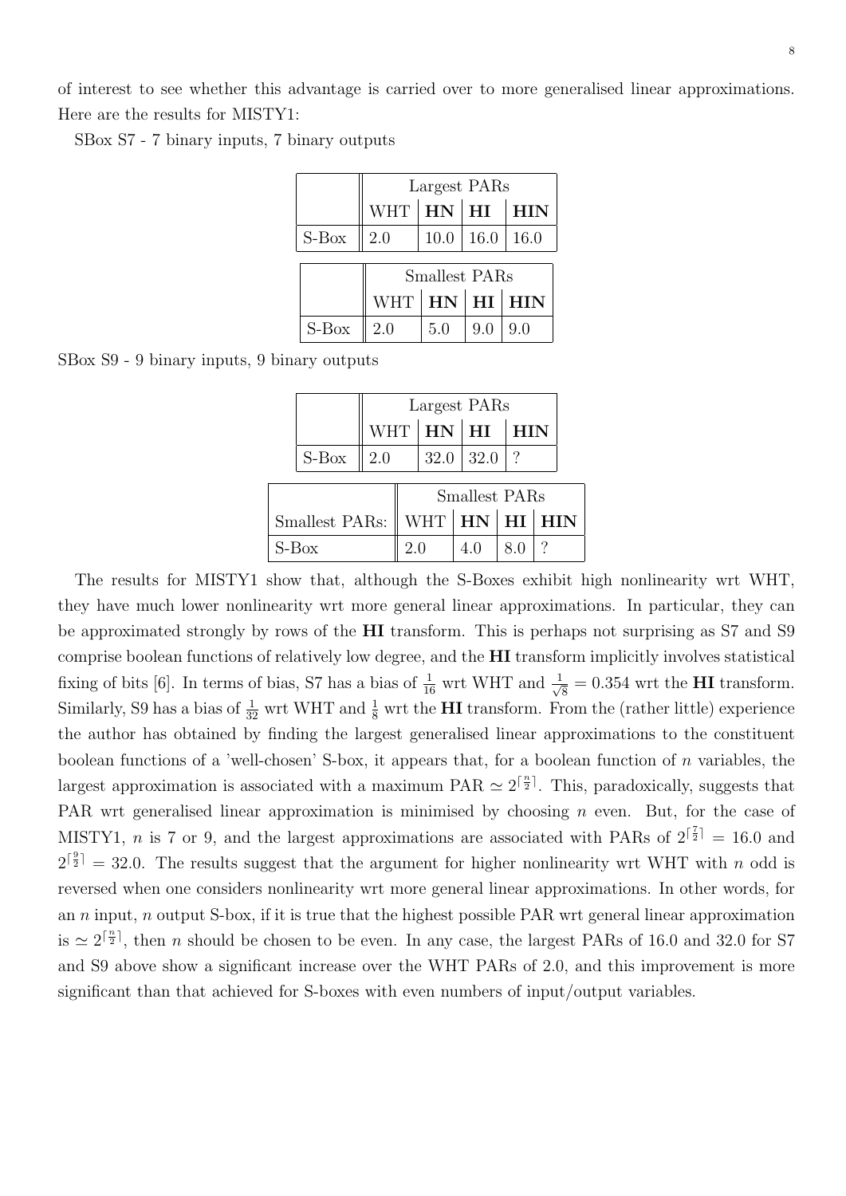of interest to see whether this advantage is carried over to more generalised linear approximations. Here are the results for MISTY1:

SBox S7 - 7 binary inputs, 7 binary outputs

| | Largest PARs | | | |
|---|---|---|---|---|
| | WHT | **HN** | **HI** | **HIN** |
| S-Box | 2.0 | 10.0 | 16.0 | 16.0 |

| | Smallest PARs | | | |
|---|---|---|---|---|
| | WHT | **HN** | **HI** | **HIN** |
| S-Box | 2.0 | 5.0 | 9.0 | 9.0 |

SBox S9 - 9 binary inputs, 9 binary outputs

| | Largest PARs | | | |
|---|---|---|---|---|
| | WHT | **HN** | **HI** | **HIN** |
| S-Box | 2.0 | 32.0 | 32.0 | ? |

| | Smallest PARs | | | |
|---|---|---|---|---|
| Smallest PARs: | WHT | **HN** | **HI** | **HIN** |
| S-Box | 2.0 | 4.0 | 8.0 | ? |

The results for MISTY1 show that, although the S-Boxes exhibit high nonlinearity wrt WHT, they have much lower nonlinearity wrt more general linear approximations. In particular, they can be approximated strongly by rows of the **HI** transform. This is perhaps not surprising as S7 and S9 comprise boolean functions of relatively low degree, and the **HI** transform implicitly involves statistical fixing of bits [6]. In terms of bias, S7 has a bias of $\frac{1}{16}$ wrt WHT and $\frac{1}{\sqrt{8}} = 0.354$ wrt the **HI** transform. Similarly, S9 has a bias of $\frac{1}{32}$ wrt WHT and $\frac{1}{8}$ wrt the **HI** transform. From the (rather little) experience the author has obtained by finding the largest generalised linear approximations to the constituent boolean functions of a 'well-chosen' S-box, it appears that, for a boolean function of $n$ variables, the largest approximation is associated with a maximum PAR $\simeq 2^{\lceil \frac{n}{2} \rceil}$. This, paradoxically, suggests that PAR wrt generalised linear approximation is minimised by choosing $n$ even. But, for the case of MISTY1, $n$ is 7 or 9, and the largest approximations are associated with PARs of $2^{\lceil \frac{7}{2} \rceil} = 16.0$ and $2^{\lceil \frac{9}{2} \rceil} = 32.0$. The results suggest that the argument for higher nonlinearity wrt WHT with $n$ odd is reversed when one considers nonlinearity wrt more general linear approximations. In other words, for an $n$ input, $n$ output S-box, if it is true that the highest possible PAR wrt general linear approximation is $\simeq 2^{\lceil \frac{n}{2} \rceil}$, then $n$ should be chosen to be even. In any case, the largest PARs of 16.0 and 32.0 for S7 and S9 above show a significant increase over the WHT PARs of 2.0, and this improvement is more significant than that achieved for S-boxes with even numbers of input/output variables.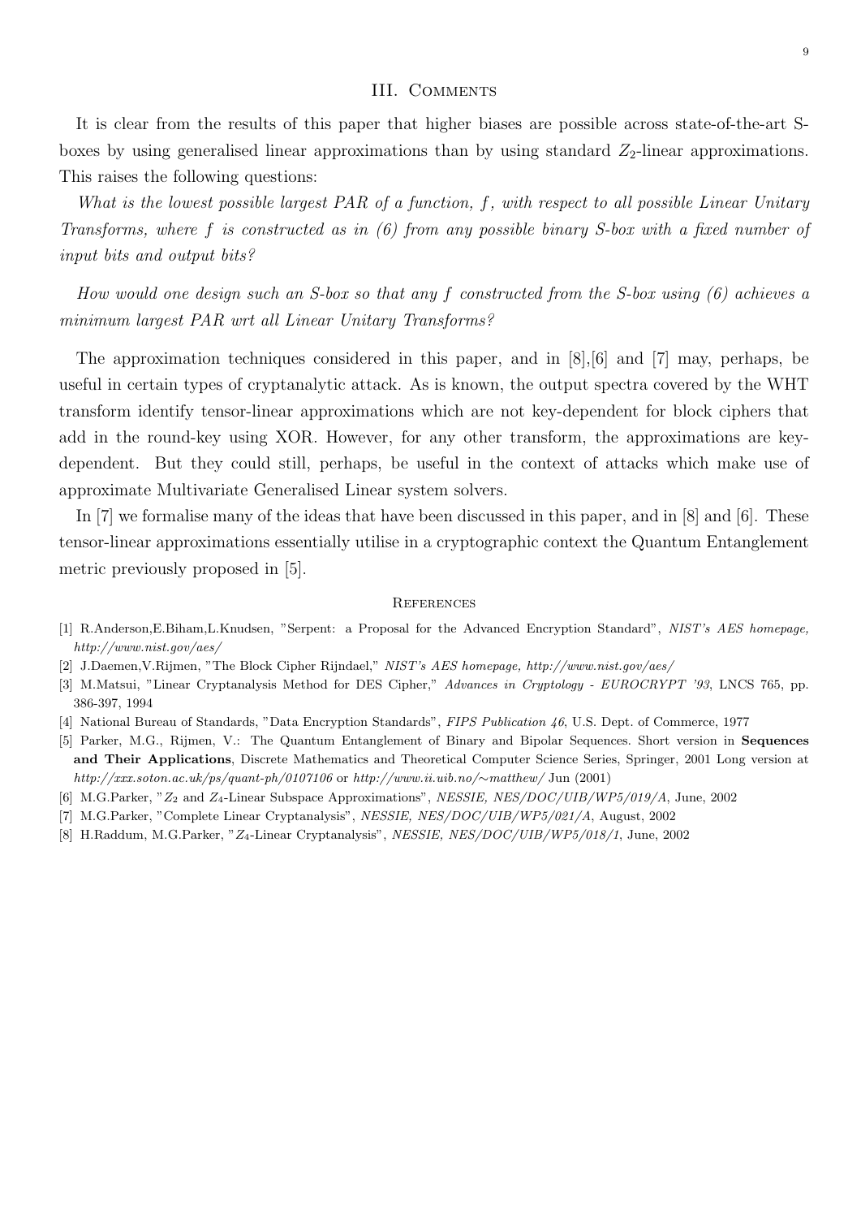## III. Comments

It is clear from the results of this paper that higher biases are possible across state-of-the-art S-boxes by using generalised linear approximations than by using standard $Z_2$-linear approximations. This raises the following questions:

*What is the lowest possible largest PAR of a function, $f$, with respect to all possible Linear Unitary Transforms, where $f$ is constructed as in (6) from any possible binary S-box with a fixed number of input bits and output bits?*

*How would one design such an S-box so that any $f$ constructed from the S-box using (6) achieves a minimum largest PAR wrt all Linear Unitary Transforms?*

The approximation techniques considered in this paper, and in [8],[6] and [7] may, perhaps, be useful in certain types of cryptanalytic attack. As is known, the output spectra covered by the WHT transform identify tensor-linear approximations which are not key-dependent for block ciphers that add in the round-key using XOR. However, for any other transform, the approximations are key-dependent. But they could still, perhaps, be useful in the context of attacks which make use of approximate Multivariate Generalised Linear system solvers.

In [7] we formalise many of the ideas that have been discussed in this paper, and in [8] and [6]. These tensor-linear approximations essentially utilise in a cryptographic context the Quantum Entanglement metric previously proposed in [5].

### References

[1] R.Anderson,E.Biham,L.Knudsen, "Serpent: a Proposal for the Advanced Encryption Standard", *NIST's AES homepage, http://www.nist.gov/aes/*

[2] J.Daemen,V.Rijmen, "The Block Cipher Rijndael," *NIST's AES homepage, http://www.nist.gov/aes/*

[3] M.Matsui, "Linear Cryptanalysis Method for DES Cipher," *Advances in Cryptology - EUROCRYPT '93*, LNCS 765, pp. 386-397, 1994

[4] National Bureau of Standards, "Data Encryption Standards", *FIPS Publication 46*, U.S. Dept. of Commerce, 1977

[5] Parker, M.G., Rijmen, V.: The Quantum Entanglement of Binary and Bipolar Sequences. Short version in **Sequences and Their Applications**, Discrete Mathematics and Theoretical Computer Science Series, Springer, 2001 Long version at *http://xxx.soton.ac.uk/ps/quant-ph/0107106* or *http://www.ii.uib.no/∼matthew/* Jun (2001)

[6] M.G.Parker, "$Z_2$ and $Z_4$-Linear Subspace Approximations", *NESSIE, NES/DOC/UIB/WP5/019/A*, June, 2002

[7] M.G.Parker, "Complete Linear Cryptanalysis", *NESSIE, NES/DOC/UIB/WP5/021/A*, August, 2002

[8] H.Raddum, M.G.Parker, "$Z_4$-Linear Cryptanalysis", *NESSIE, NES/DOC/UIB/WP5/018/1*, June, 2002